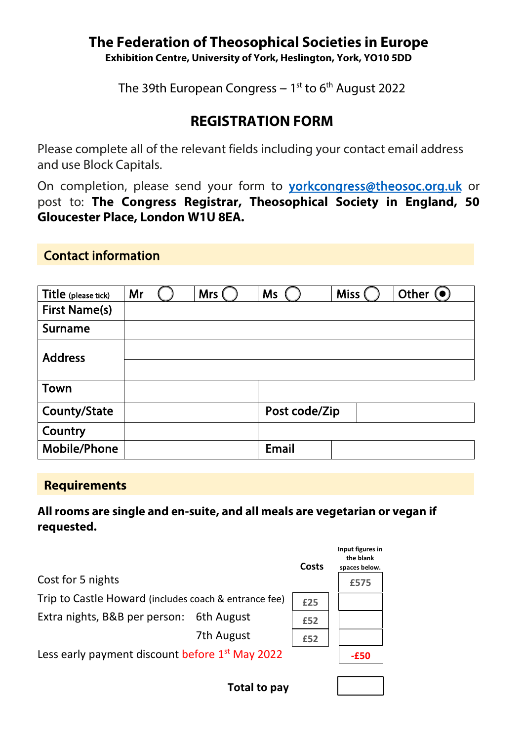# The Federation of Theosophical Societies in Europe

**Exhibition Centre, University of York, Heslington, York, YO10 5DD**

The 39th European Congress – 1st to 6th August 2022

## REGISTRATION FORM

Please complete all of the relevant fields including your contact email address and use Block Capitals.

On completion, please send your form to yorkcongress@theosoc.org.uk or post to: **The Congress Registrar, Theosophical Society in England, 50 Gloucester Place, London W1U 8EA.**

## Contact information

| Title (please tick) | Mr ◯ | Mrs ◯ | Ms ◯ | Miss ◯ | Other ◉ |
|---|---|---|---|---|---|
| First Name(s) | | | | | |
| Surname | | | | | |
| Address | | | | | |
| | | | | | |
| Town | | | | | |
| County/State | | Post code/Zip | | | |
| Country | | | | | |
| Mobile/Phone | | Email | | | |

## Requirements

**All rooms are single and en-suite, and all meals are vegetarian or vegan if requested.**

| | | Costs | Input figures in the blank spaces below. |
|---|---|---|---|
| Cost for 5 nights | | | £575 |
| Trip to Castle Howard (includes coach & entrance fee) | | £25 | |
| Extra nights, B&B per person: | 6th August | £52 | |
| | 7th August | £52 | |
| Less early payment discount before 1st May 2022 | | | -£50 |
| | **Total to pay** | | |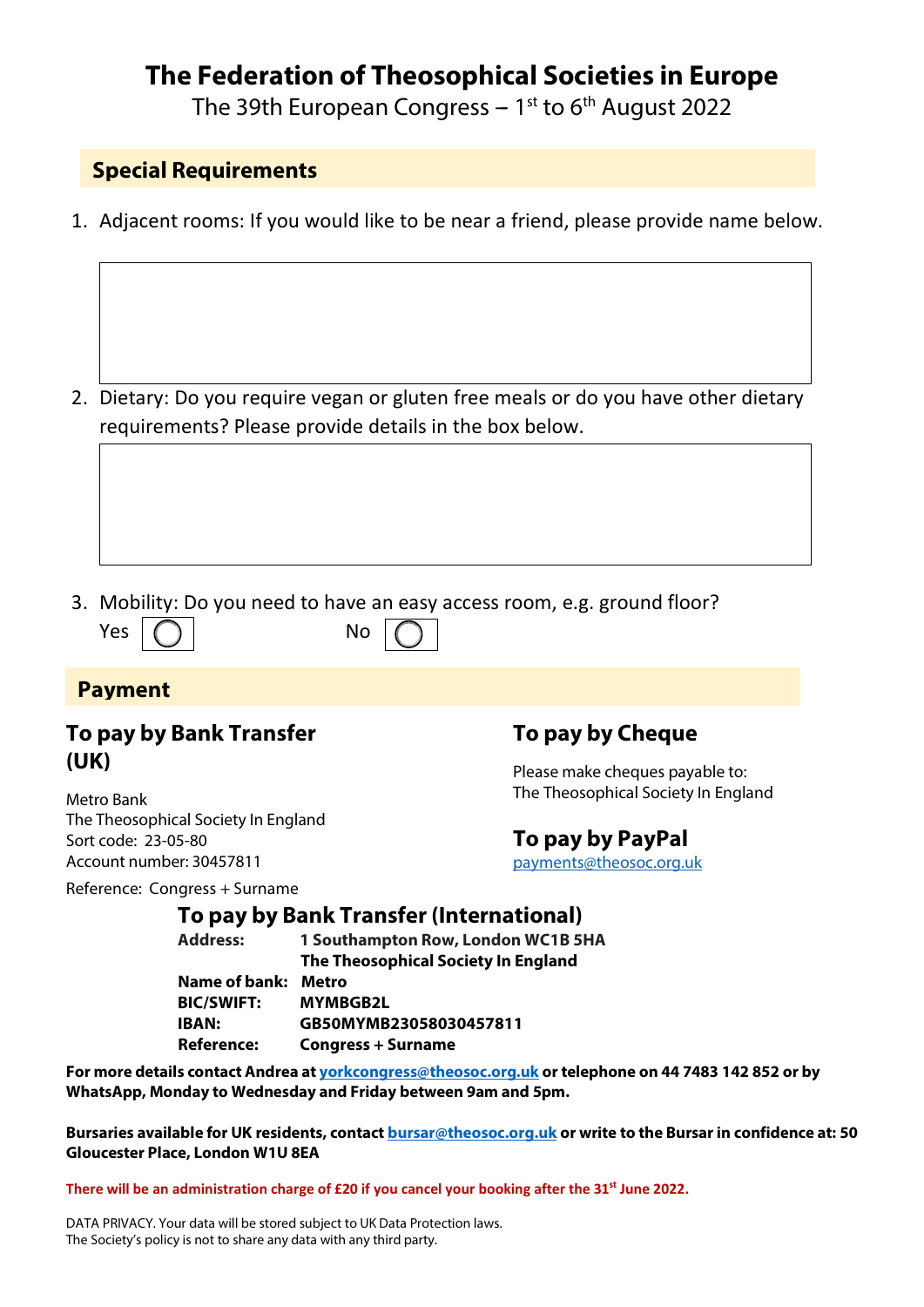# The Federation of Theosophical Societies in Europe

The 39th European Congress – 1st to 6th August 2022

## Special Requirements

1. Adjacent rooms: If you would like to be near a friend, please provide name below.

2. Dietary: Do you require vegan or gluten free meals or do you have other dietary requirements? Please provide details in the box below.

3. Mobility: Do you need to have an easy access room, e.g. ground floor?

   Yes ◯ No ◯

## Payment

### To pay by Bank Transfer (UK)

Metro Bank
The Theosophical Society In England
Sort code: 23-05-80
Account number: 30457811

Reference: Congress + Surname

### To pay by Cheque

Please make cheques payable to:
The Theosophical Society In England

### To pay by PayPal

payments@theosoc.org.uk

### To pay by Bank Transfer (International)

| | |
|---|---|
| **Address:** | **1 Southampton Row, London WC1B 5HA** |
| | **The Theosophical Society In England** |
| **Name of bank:** | **Metro** |
| **BIC/SWIFT:** | **MYMBGB2L** |
| **IBAN:** | **GB50MYMB23058030457811** |
| **Reference:** | **Congress + Surname** |

**For more details contact Andrea at yorkcongress@theosoc.org.uk or telephone on 44 7483 142 852 or by WhatsApp, Monday to Wednesday and Friday between 9am and 5pm.**

**Bursaries available for UK residents, contact bursar@theosoc.org.uk or write to the Bursar in confidence at: 50 Gloucester Place, London W1U 8EA**

**There will be an administration charge of £20 if you cancel your booking after the 31st June 2022.**

DATA PRIVACY. Your data will be stored subject to UK Data Protection laws.
The Society's policy is not to share any data with any third party.